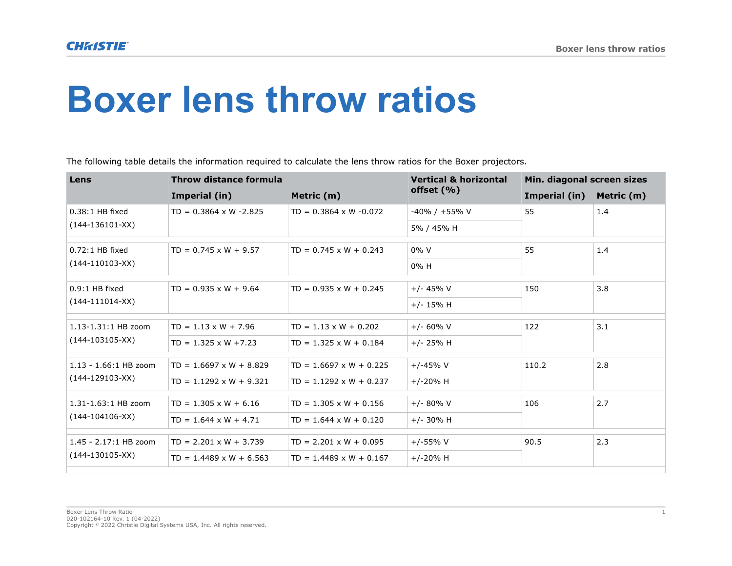# Boxer lens throw ratios

The following table details the information required to calculate the lens throw ratios for the Boxer projectors.

| Lens | Throw distance formula | | Vertical & horizontal offset (%) | Min. diagonal screen sizes | |
|---|---|---|---|---|---|
| | Imperial (in) | Metric (m) | | Imperial (in) | Metric (m) |
| 0.38:1 HB fixed (144-136101-XX) | TD = 0.3864 x W -2.825 | TD = 0.3864 x W -0.072 | -40% / +55% V | 55 | 1.4 |
| | | | 5% / 45% H | | |
| 0.72:1 HB fixed (144-110103-XX) | TD = 0.745 x W + 9.57 | TD = 0.745 x W + 0.243 | 0% V | 55 | 1.4 |
| | | | 0% H | | |
| 0.9:1 HB fixed (144-111014-XX) | TD = 0.935 x W + 9.64 | TD = 0.935 x W + 0.245 | +/- 45% V | 150 | 3.8 |
| | | | +/- 15% H | | |
| 1.13-1.31:1 HB zoom (144-103105-XX) | TD = 1.13 x W + 7.96 | TD = 1.13 x W + 0.202 | +/- 60% V | 122 | 3.1 |
| | TD = 1.325 x W +7.23 | TD = 1.325 x W + 0.184 | +/- 25% H | | |
| 1.13 - 1.66:1 HB zoom (144-129103-XX) | TD = 1.6697 x W + 8.829 | TD = 1.6697 x W + 0.225 | +/-45% V | 110.2 | 2.8 |
| | TD = 1.1292 x W + 9.321 | TD = 1.1292 x W + 0.237 | +/-20% H | | |
| 1.31-1.63:1 HB zoom (144-104106-XX) | TD = 1.305 x W + 6.16 | TD = 1.305 x W + 0.156 | +/- 80% V | 106 | 2.7 |
| | TD = 1.644 x W + 4.71 | TD = 1.644 x W + 0.120 | +/- 30% H | | |
| 1.45 - 2.17:1 HB zoom (144-130105-XX) | TD = 2.201 x W + 3.739 | TD = 2.201 x W + 0.095 | +/-55% V | 90.5 | 2.3 |
| | TD = 1.4489 x W + 6.563 | TD = 1.4489 x W + 0.167 | +/-20% H | | |

Boxer Lens Throw Ratio
020-102164-10 Rev. 1 (04-2022)
Copyright © 2022 Christie Digital Systems USA, Inc. All rights reserved.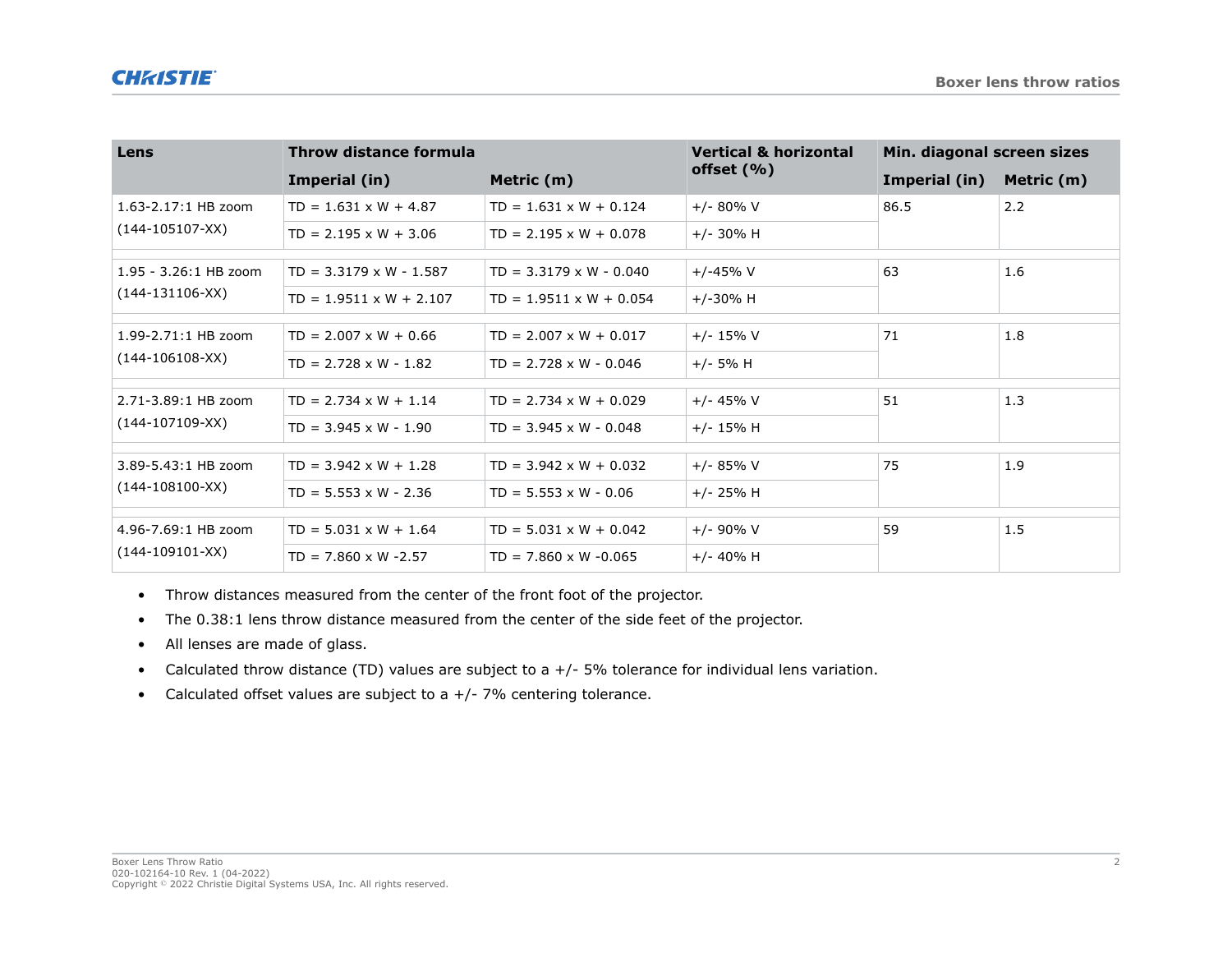| Lens | Throw distance formula | | Vertical & horizontal offset (%) | Min. diagonal screen sizes | |
|---|---|---|---|---|---|
| | Imperial (in) | Metric (m) | | Imperial (in) | Metric (m) |
| 1.63-2.17:1 HB zoom (144-105107-XX) | TD = 1.631 x W + 4.87 | TD = 1.631 x W + 0.124 | +/- 80% V | 86.5 | 2.2 |
| | TD = 2.195 x W + 3.06 | TD = 2.195 x W + 0.078 | +/- 30% H | | |
| 1.95 - 3.26:1 HB zoom (144-131106-XX) | TD = 3.3179 x W - 1.587 | TD = 3.3179 x W - 0.040 | +/-45% V | 63 | 1.6 |
| | TD = 1.9511 x W + 2.107 | TD = 1.9511 x W + 0.054 | +/-30% H | | |
| 1.99-2.71:1 HB zoom (144-106108-XX) | TD = 2.007 x W + 0.66 | TD = 2.007 x W + 0.017 | +/- 15% V | 71 | 1.8 |
| | TD = 2.728 x W - 1.82 | TD = 2.728 x W - 0.046 | +/- 5% H | | |
| 2.71-3.89:1 HB zoom (144-107109-XX) | TD = 2.734 x W + 1.14 | TD = 2.734 x W + 0.029 | +/- 45% V | 51 | 1.3 |
| | TD = 3.945 x W - 1.90 | TD = 3.945 x W - 0.048 | +/- 15% H | | |
| 3.89-5.43:1 HB zoom (144-108100-XX) | TD = 3.942 x W + 1.28 | TD = 3.942 x W + 0.032 | +/- 85% V | 75 | 1.9 |
| | TD = 5.553 x W - 2.36 | TD = 5.553 x W - 0.06 | +/- 25% H | | |
| 4.96-7.69:1 HB zoom (144-109101-XX) | TD = 5.031 x W + 1.64 | TD = 5.031 x W + 0.042 | +/- 90% V | 59 | 1.5 |
| | TD = 7.860 x W -2.57 | TD = 7.860 x W -0.065 | +/- 40% H | | |

- Throw distances measured from the center of the front foot of the projector.
- The 0.38:1 lens throw distance measured from the center of the side feet of the projector.
- All lenses are made of glass.
- Calculated throw distance (TD) values are subject to a +/- 5% tolerance for individual lens variation.
- Calculated offset values are subject to a +/- 7% centering tolerance.